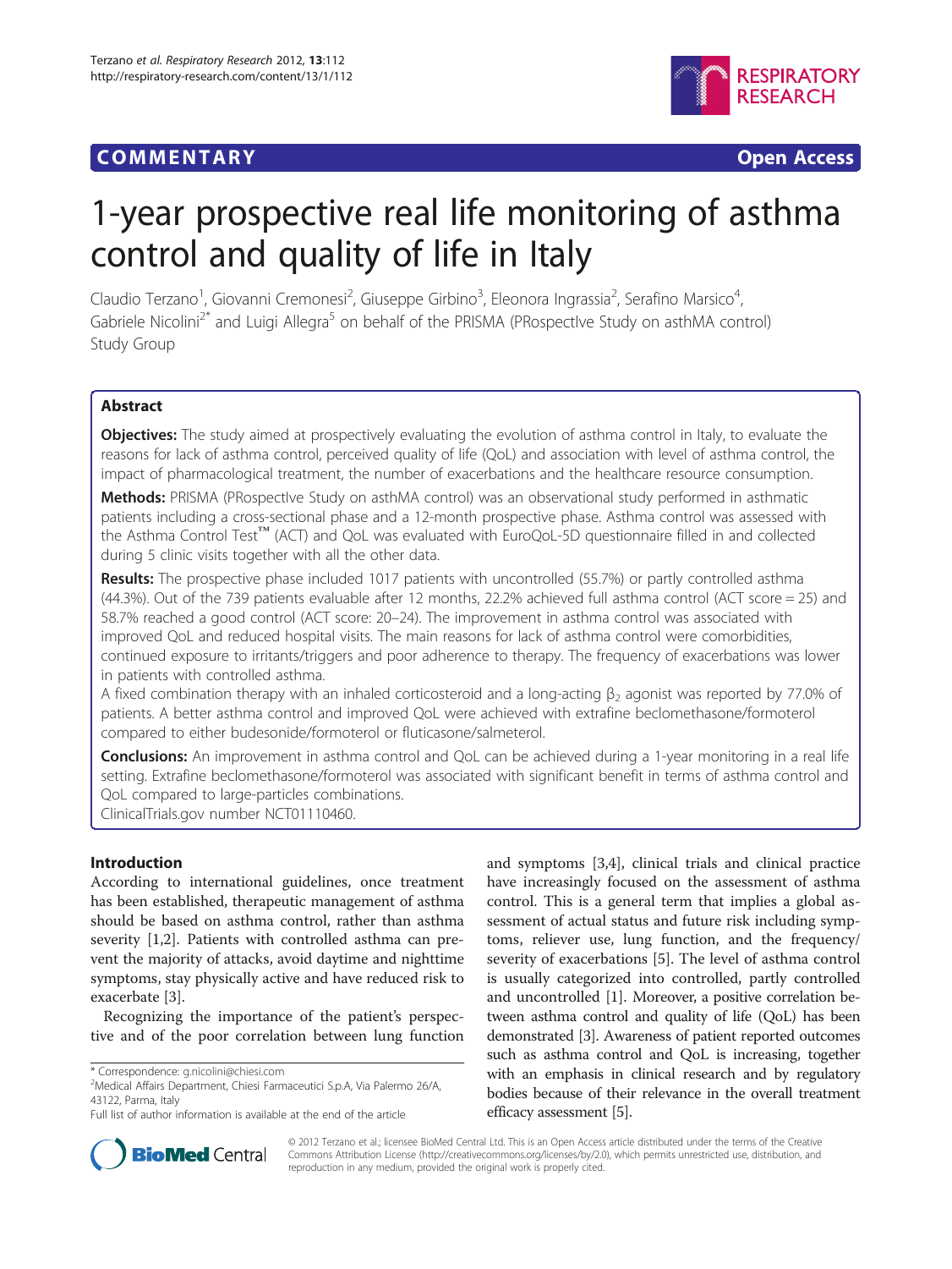COMMENTARY Open Access

# 1-year prospective real life monitoring of asthma control and quality of life in Italy

Claudio Terzano[1], Giovanni Cremonesi[2], Giuseppe Girbino[3], Eleonora Ingrassia[2], Serafino Marsico[4], Gabriele Nicolini[2*] and Luigi Allegra[5] on behalf of the PRISMA (PRospectIve Study on asthMA control) Study Group

## Abstract

**Objectives:** The study aimed at prospectively evaluating the evolution of asthma control in Italy, to evaluate the reasons for lack of asthma control, perceived quality of life (QoL) and association with level of asthma control, the impact of pharmacological treatment, the number of exacerbations and the healthcare resource consumption.

**Methods:** PRISMA (PRospectIve Study on asthMA control) was an observational study performed in asthmatic patients including a cross-sectional phase and a 12-month prospective phase. Asthma control was assessed with the Asthma Control Test™ (ACT) and QoL was evaluated with EuroQoL-5D questionnaire filled in and collected during 5 clinic visits together with all the other data.

**Results:** The prospective phase included 1017 patients with uncontrolled (55.7%) or partly controlled asthma (44.3%). Out of the 739 patients evaluable after 12 months, 22.2% achieved full asthma control (ACT score = 25) and 58.7% reached a good control (ACT score: 20–24). The improvement in asthma control was associated with improved QoL and reduced hospital visits. The main reasons for lack of asthma control were comorbidities, continued exposure to irritants/triggers and poor adherence to therapy. The frequency of exacerbations was lower in patients with controlled asthma.

A fixed combination therapy with an inhaled corticosteroid and a long-acting $\beta_2$ agonist was reported by 77.0% of patients. A better asthma control and improved QoL were achieved with extrafine beclomethasone/formoterol compared to either budesonide/formoterol or fluticasone/salmeterol.

**Conclusions:** An improvement in asthma control and QoL can be achieved during a 1-year monitoring in a real life setting. Extrafine beclomethasone/formoterol was associated with significant benefit in terms of asthma control and QoL compared to large-particles combinations.

ClinicalTrials.gov number NCT01110460.

## Introduction

According to international guidelines, once treatment has been established, therapeutic management of asthma should be based on asthma control, rather than asthma severity [1,2]. Patients with controlled asthma can prevent the majority of attacks, avoid daytime and nighttime symptoms, stay physically active and have reduced risk to exacerbate [3].

Recognizing the importance of the patient's perspective and of the poor correlation between lung function and symptoms [3,4], clinical trials and clinical practice have increasingly focused on the assessment of asthma control. This is a general term that implies a global assessment of actual status and future risk including symptoms, reliever use, lung function, and the frequency/severity of exacerbations [5]. The level of asthma control is usually categorized into controlled, partly controlled and uncontrolled [1]. Moreover, a positive correlation between asthma control and quality of life (QoL) has been demonstrated [3]. Awareness of patient reported outcomes such as asthma control and QoL is increasing, together with an emphasis in clinical research and by regulatory bodies because of their relevance in the overall treatment efficacy assessment [5].

\* Correspondence: g.nicolini@chiesi.com
[2]Medical Affairs Department, Chiesi Farmaceutici S.p.A, Via Palermo 26/A, 43122, Parma, Italy
Full list of author information is available at the end of the article

© 2012 Terzano et al.; licensee BioMed Central Ltd. This is an Open Access article distributed under the terms of the Creative Commons Attribution License (http://creativecommons.org/licenses/by/2.0), which permits unrestricted use, distribution, and reproduction in any medium, provided the original work is properly cited.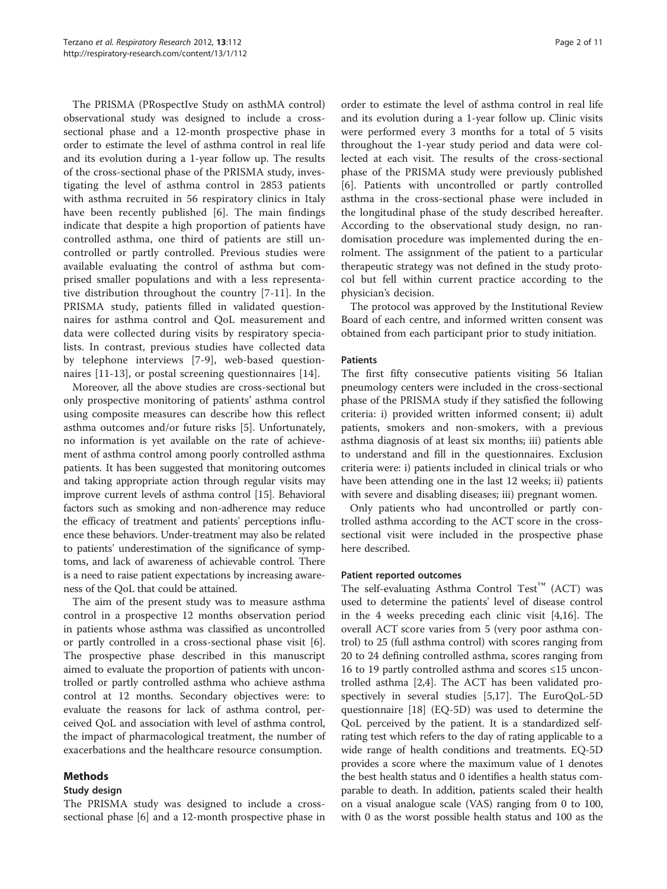The PRISMA (PRospectIve Study on asthMA control) observational study was designed to include a cross-sectional phase and a 12-month prospective phase in order to estimate the level of asthma control in real life and its evolution during a 1-year follow up. The results of the cross-sectional phase of the PRISMA study, investigating the level of asthma control in 2853 patients with asthma recruited in 56 respiratory clinics in Italy have been recently published [6]. The main findings indicate that despite a high proportion of patients have controlled asthma, one third of patients are still uncontrolled or partly controlled. Previous studies were available evaluating the control of asthma but comprised smaller populations and with a less representative distribution throughout the country [7-11]. In the PRISMA study, patients filled in validated questionnaires for asthma control and QoL measurement and data were collected during visits by respiratory specialists. In contrast, previous studies have collected data by telephone interviews [7-9], web-based questionnaires [11-13], or postal screening questionnaires [14].

Moreover, all the above studies are cross-sectional but only prospective monitoring of patients' asthma control using composite measures can describe how this reflect asthma outcomes and/or future risks [5]. Unfortunately, no information is yet available on the rate of achievement of asthma control among poorly controlled asthma patients. It has been suggested that monitoring outcomes and taking appropriate action through regular visits may improve current levels of asthma control [15]. Behavioral factors such as smoking and non-adherence may reduce the efficacy of treatment and patients' perceptions influence these behaviors. Under-treatment may also be related to patients' underestimation of the significance of symptoms, and lack of awareness of achievable control. There is a need to raise patient expectations by increasing awareness of the QoL that could be attained.

The aim of the present study was to measure asthma control in a prospective 12 months observation period in patients whose asthma was classified as uncontrolled or partly controlled in a cross-sectional phase visit [6]. The prospective phase described in this manuscript aimed to evaluate the proportion of patients with uncontrolled or partly controlled asthma who achieve asthma control at 12 months. Secondary objectives were: to evaluate the reasons for lack of asthma control, perceived QoL and association with level of asthma control, the impact of pharmacological treatment, the number of exacerbations and the healthcare resource consumption.

## Methods

### Study design

The PRISMA study was designed to include a cross-sectional phase [6] and a 12-month prospective phase in order to estimate the level of asthma control in real life and its evolution during a 1-year follow up. Clinic visits were performed every 3 months for a total of 5 visits throughout the 1-year study period and data were collected at each visit. The results of the cross-sectional phase of the PRISMA study were previously published [6]. Patients with uncontrolled or partly controlled asthma in the cross-sectional phase were included in the longitudinal phase of the study described hereafter. According to the observational study design, no randomisation procedure was implemented during the enrolment. The assignment of the patient to a particular therapeutic strategy was not defined in the study protocol but fell within current practice according to the physician's decision.

The protocol was approved by the Institutional Review Board of each centre, and informed written consent was obtained from each participant prior to study initiation.

### Patients

The first fifty consecutive patients visiting 56 Italian pneumology centers were included in the cross-sectional phase of the PRISMA study if they satisfied the following criteria: i) provided written informed consent; ii) adult patients, smokers and non-smokers, with a previous asthma diagnosis of at least six months; iii) patients able to understand and fill in the questionnaires. Exclusion criteria were: i) patients included in clinical trials or who have been attending one in the last 12 weeks; ii) patients with severe and disabling diseases; iii) pregnant women.

Only patients who had uncontrolled or partly controlled asthma according to the ACT score in the cross-sectional visit were included in the prospective phase here described.

### Patient reported outcomes

The self-evaluating Asthma Control Test™ (ACT) was used to determine the patients' level of disease control in the 4 weeks preceding each clinic visit [4,16]. The overall ACT score varies from 5 (very poor asthma control) to 25 (full asthma control) with scores ranging from 20 to 24 defining controlled asthma, scores ranging from 16 to 19 partly controlled asthma and scores ≤15 uncontrolled asthma [2,4]. The ACT has been validated prospectively in several studies [5,17]. The EuroQoL-5D questionnaire [18] (EQ-5D) was used to determine the QoL perceived by the patient. It is a standardized self-rating test which refers to the day of rating applicable to a wide range of health conditions and treatments. EQ-5D provides a score where the maximum value of 1 denotes the best health status and 0 identifies a health status comparable to death. In addition, patients scaled their health on a visual analogue scale (VAS) ranging from 0 to 100, with 0 as the worst possible health status and 100 as the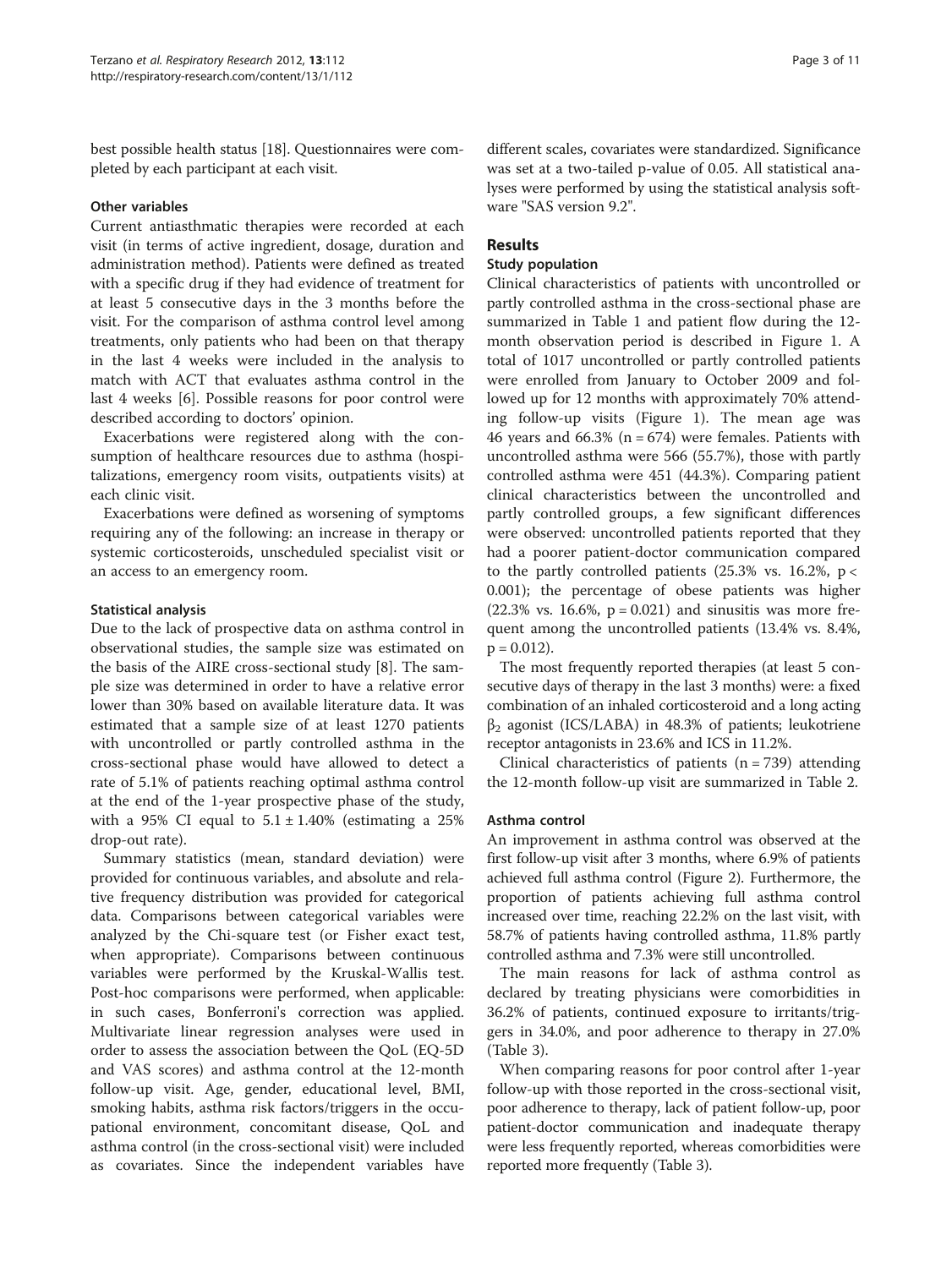best possible health status [18]. Questionnaires were completed by each participant at each visit.

#### Other variables

Current antiasthmatic therapies were recorded at each visit (in terms of active ingredient, dosage, duration and administration method). Patients were defined as treated with a specific drug if they had evidence of treatment for at least 5 consecutive days in the 3 months before the visit. For the comparison of asthma control level among treatments, only patients who had been on that therapy in the last 4 weeks were included in the analysis to match with ACT that evaluates asthma control in the last 4 weeks [6]. Possible reasons for poor control were described according to doctors' opinion.

Exacerbations were registered along with the consumption of healthcare resources due to asthma (hospitalizations, emergency room visits, outpatients visits) at each clinic visit.

Exacerbations were defined as worsening of symptoms requiring any of the following: an increase in therapy or systemic corticosteroids, unscheduled specialist visit or an access to an emergency room.

#### Statistical analysis

Due to the lack of prospective data on asthma control in observational studies, the sample size was estimated on the basis of the AIRE cross-sectional study [8]. The sample size was determined in order to have a relative error lower than 30% based on available literature data. It was estimated that a sample size of at least 1270 patients with uncontrolled or partly controlled asthma in the cross-sectional phase would have allowed to detect a rate of 5.1% of patients reaching optimal asthma control at the end of the 1-year prospective phase of the study, with a 95% CI equal to $5.1 \pm 1.40\%$ (estimating a 25% drop-out rate).

Summary statistics (mean, standard deviation) were provided for continuous variables, and absolute and relative frequency distribution was provided for categorical data. Comparisons between categorical variables were analyzed by the Chi-square test (or Fisher exact test, when appropriate). Comparisons between continuous variables were performed by the Kruskal-Wallis test. Post-hoc comparisons were performed, when applicable: in such cases, Bonferroni's correction was applied. Multivariate linear regression analyses were used in order to assess the association between the QoL (EQ-5D and VAS scores) and asthma control at the 12-month follow-up visit. Age, gender, educational level, BMI, smoking habits, asthma risk factors/triggers in the occupational environment, concomitant disease, QoL and asthma control (in the cross-sectional visit) were included as covariates. Since the independent variables have different scales, covariates were standardized. Significance was set at a two-tailed p-value of 0.05. All statistical analyses were performed by using the statistical analysis software "SAS version 9.2".

## Results

#### Study population

Clinical characteristics of patients with uncontrolled or partly controlled asthma in the cross-sectional phase are summarized in Table 1 and patient flow during the 12-month observation period is described in Figure 1. A total of 1017 uncontrolled or partly controlled patients were enrolled from January to October 2009 and followed up for 12 months with approximately 70% attending follow-up visits (Figure 1). The mean age was 46 years and 66.3% ($n = 674$) were females. Patients with uncontrolled asthma were 566 (55.7%), those with partly controlled asthma were 451 (44.3%). Comparing patient clinical characteristics between the uncontrolled and partly controlled groups, a few significant differences were observed: uncontrolled patients reported that they had a poorer patient-doctor communication compared to the partly controlled patients (25.3% vs. 16.2%, $p < 0.001$); the percentage of obese patients was higher (22.3% vs. 16.6%, $p = 0.021$) and sinusitis was more frequent among the uncontrolled patients (13.4% vs. 8.4%, $p = 0.012$).

The most frequently reported therapies (at least 5 consecutive days of therapy in the last 3 months) were: a fixed combination of an inhaled corticosteroid and a long acting $\beta_2$ agonist (ICS/LABA) in 48.3% of patients; leukotriene receptor antagonists in 23.6% and ICS in 11.2%.

Clinical characteristics of patients ($n = 739$) attending the 12-month follow-up visit are summarized in Table 2.

#### Asthma control

An improvement in asthma control was observed at the first follow-up visit after 3 months, where 6.9% of patients achieved full asthma control (Figure 2). Furthermore, the proportion of patients achieving full asthma control increased over time, reaching 22.2% on the last visit, with 58.7% of patients having controlled asthma, 11.8% partly controlled asthma and 7.3% were still uncontrolled.

The main reasons for lack of asthma control as declared by treating physicians were comorbidities in 36.2% of patients, continued exposure to irritants/triggers in 34.0%, and poor adherence to therapy in 27.0% (Table 3).

When comparing reasons for poor control after 1-year follow-up with those reported in the cross-sectional visit, poor adherence to therapy, lack of patient follow-up, poor patient-doctor communication and inadequate therapy were less frequently reported, whereas comorbidities were reported more frequently (Table 3).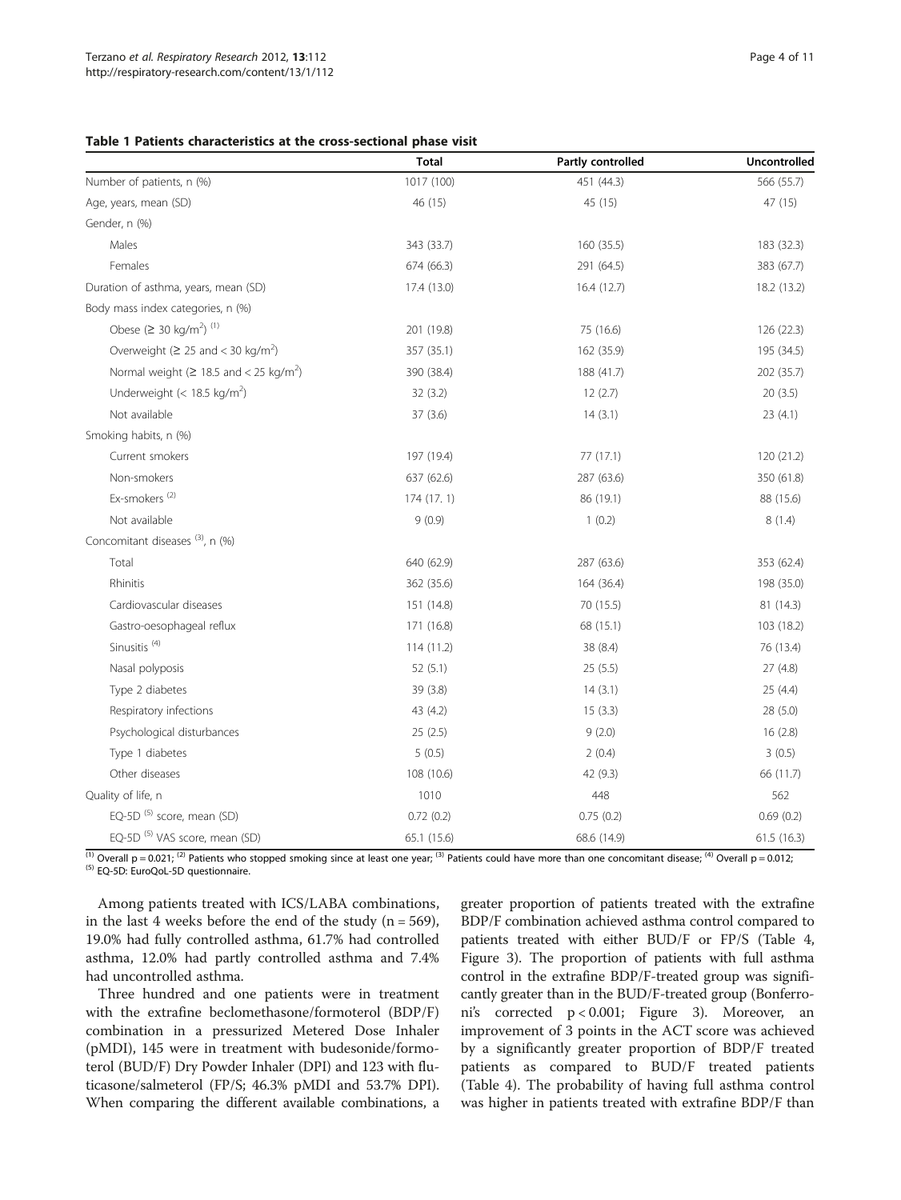**Table 1 Patients characteristics at the cross-sectional phase visit**

| | Total | Partly controlled | Uncontrolled |
|---|---|---|---|
| Number of patients, n (%) | 1017 (100) | 451 (44.3) | 566 (55.7) |
| Age, years, mean (SD) | 46 (15) | 45 (15) | 47 (15) |
| Gender, n (%) | | | |
| Males | 343 (33.7) | 160 (35.5) | 183 (32.3) |
| Females | 674 (66.3) | 291 (64.5) | 383 (67.7) |
| Duration of asthma, years, mean (SD) | 17.4 (13.0) | 16.4 (12.7) | 18.2 (13.2) |
| Body mass index categories, n (%) | | | |
| Obese (≥ 30 kg/m$^2$) [(1)] | 201 (19.8) | 75 (16.6) | 126 (22.3) |
| Overweight (≥ 25 and < 30 kg/m$^2$) | 357 (35.1) | 162 (35.9) | 195 (34.5) |
| Normal weight (≥ 18.5 and < 25 kg/m$^2$) | 390 (38.4) | 188 (41.7) | 202 (35.7) |
| Underweight (< 18.5 kg/m$^2$) | 32 (3.2) | 12 (2.7) | 20 (3.5) |
| Not available | 37 (3.6) | 14 (3.1) | 23 (4.1) |
| Smoking habits, n (%) | | | |
| Current smokers | 197 (19.4) | 77 (17.1) | 120 (21.2) |
| Non-smokers | 637 (62.6) | 287 (63.6) | 350 (61.8) |
| Ex-smokers [(2)] | 174 (17. 1) | 86 (19.1) | 88 (15.6) |
| Not available | 9 (0.9) | 1 (0.2) | 8 (1.4) |
| Concomitant diseases [(3)], n (%) | | | |
| Total | 640 (62.9) | 287 (63.6) | 353 (62.4) |
| Rhinitis | 362 (35.6) | 164 (36.4) | 198 (35.0) |
| Cardiovascular diseases | 151 (14.8) | 70 (15.5) | 81 (14.3) |
| Gastro-oesophageal reflux | 171 (16.8) | 68 (15.1) | 103 (18.2) |
| Sinusitis [(4)] | 114 (11.2) | 38 (8.4) | 76 (13.4) |
| Nasal polyposis | 52 (5.1) | 25 (5.5) | 27 (4.8) |
| Type 2 diabetes | 39 (3.8) | 14 (3.1) | 25 (4.4) |
| Respiratory infections | 43 (4.2) | 15 (3.3) | 28 (5.0) |
| Psychological disturbances | 25 (2.5) | 9 (2.0) | 16 (2.8) |
| Type 1 diabetes | 5 (0.5) | 2 (0.4) | 3 (0.5) |
| Other diseases | 108 (10.6) | 42 (9.3) | 66 (11.7) |
| Quality of life, n | 1010 | 448 | 562 |
| EQ-5D [(5)] score, mean (SD) | 0.72 (0.2) | 0.75 (0.2) | 0.69 (0.2) |
| EQ-5D [(5)] VAS score, mean (SD) | 65.1 (15.6) | 68.6 (14.9) | 61.5 (16.3) |

[(1)] Overall p = 0.021; [(2)] Patients who stopped smoking since at least one year; [(3)] Patients could have more than one concomitant disease; [(4)] Overall p = 0.012; [(5)] EQ-5D: EuroQoL-5D questionnaire.

Among patients treated with ICS/LABA combinations, in the last 4 weeks before the end of the study (n = 569), 19.0% had fully controlled asthma, 61.7% had controlled asthma, 12.0% had partly controlled asthma and 7.4% had uncontrolled asthma.

Three hundred and one patients were in treatment with the extrafine beclomethasone/formoterol (BDP/F) combination in a pressurized Metered Dose Inhaler (pMDI), 145 were in treatment with budesonide/formoterol (BUD/F) Dry Powder Inhaler (DPI) and 123 with fluticasone/salmeterol (FP/S; 46.3% pMDI and 53.7% DPI). When comparing the different available combinations, a greater proportion of patients treated with the extrafine BDP/F combination achieved asthma control compared to patients treated with either BUD/F or FP/S (Table 4, Figure 3). The proportion of patients with full asthma control in the extrafine BDP/F-treated group was significantly greater than in the BUD/F-treated group (Bonferroni's corrected p < 0.001; Figure 3). Moreover, an improvement of 3 points in the ACT score was achieved by a significantly greater proportion of BDP/F treated patients as compared to BUD/F treated patients (Table 4). The probability of having full asthma control was higher in patients treated with extrafine BDP/F than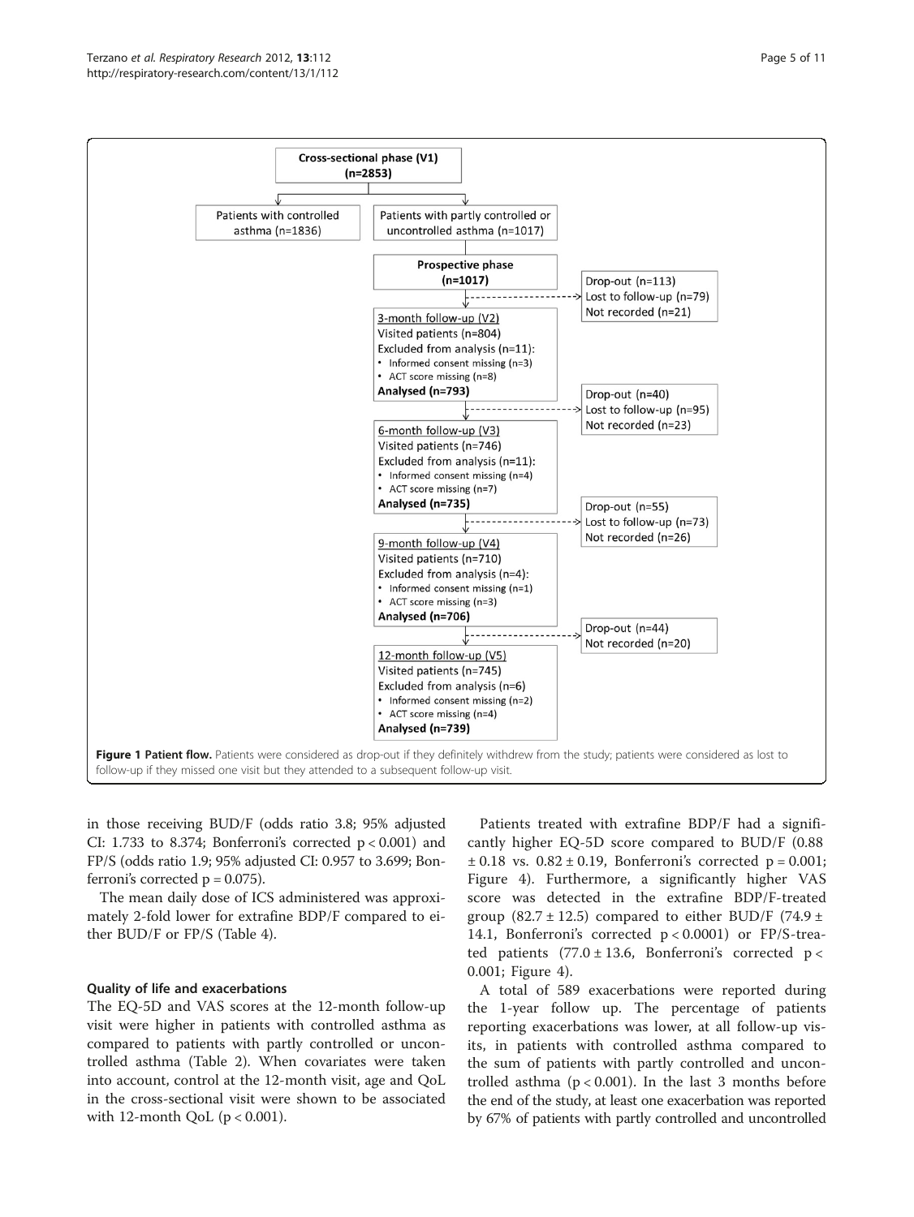Cross-sectional phase (V1) (n=2853)

Patients with controlled asthma (n=1836)

Patients with partly controlled or uncontrolled asthma (n=1017)

Prospective phase (n=1017)

Drop-out (n=113)
Lost to follow-up (n=79)
Not recorded (n=21)

3-month follow-up (V2)
Visited patients (n=804)
Excluded from analysis (n=11):
- Informed consent missing (n=3)
- ACT score missing (n=8)

**Analysed (n=793)**

Drop-out (n=40)
Lost to follow-up (n=95)
Not recorded (n=23)

6-month follow-up (V3)
Visited patients (n=746)
Excluded from analysis (n=11):
- Informed consent missing (n=4)
- ACT score missing (n=7)

**Analysed (n=735)**

Drop-out (n=55)
Lost to follow-up (n=73)
Not recorded (n=26)

9-month follow-up (V4)
Visited patients (n=710)
Excluded from analysis (n=4):
- Informed consent missing (n=1)
- ACT score missing (n=3)

**Analysed (n=706)**

Drop-out (n=44)
Not recorded (n=20)

12-month follow-up (V5)
Visited patients (n=745)
Excluded from analysis (n=6)
- Informed consent missing (n=2)
- ACT score missing (n=4)

**Analysed (n=739)**

**Figure 1 Patient flow.** Patients were considered as drop-out if they definitely withdrew from the study; patients were considered as lost to follow-up if they missed one visit but they attended to a subsequent follow-up visit.

in those receiving BUD/F (odds ratio 3.8; 95% adjusted CI: 1.733 to 8.374; Bonferroni's corrected $p < 0.001$) and FP/S (odds ratio 1.9; 95% adjusted CI: 0.957 to 3.699; Bonferroni's corrected $p = 0.075$).

The mean daily dose of ICS administered was approximately 2-fold lower for extrafine BDP/F compared to either BUD/F or FP/S (Table 4).

### Quality of life and exacerbations

The EQ-5D and VAS scores at the 12-month follow-up visit were higher in patients with controlled asthma as compared to patients with partly controlled or uncontrolled asthma (Table 2). When covariates were taken into account, control at the 12-month visit, age and QoL in the cross-sectional visit were shown to be associated with 12-month QoL ($p < 0.001$).

Patients treated with extrafine BDP/F had a significantly higher EQ-5D score compared to BUD/F (0.88 ± 0.18 vs. 0.82 ± 0.19, Bonferroni's corrected $p = 0.001$; Figure 4). Furthermore, a significantly higher VAS score was detected in the extrafine BDP/F-treated group (82.7 ± 12.5) compared to either BUD/F (74.9 ± 14.1, Bonferroni's corrected $p < 0.0001$) or FP/S-treated patients (77.0 ± 13.6, Bonferroni's corrected $p < 0.001$; Figure 4).

A total of 589 exacerbations were reported during the 1-year follow up. The percentage of patients reporting exacerbations was lower, at all follow-up visits, in patients with controlled asthma compared to the sum of patients with partly controlled and uncontrolled asthma ($p < 0.001$). In the last 3 months before the end of the study, at least one exacerbation was reported by 67% of patients with partly controlled and uncontrolled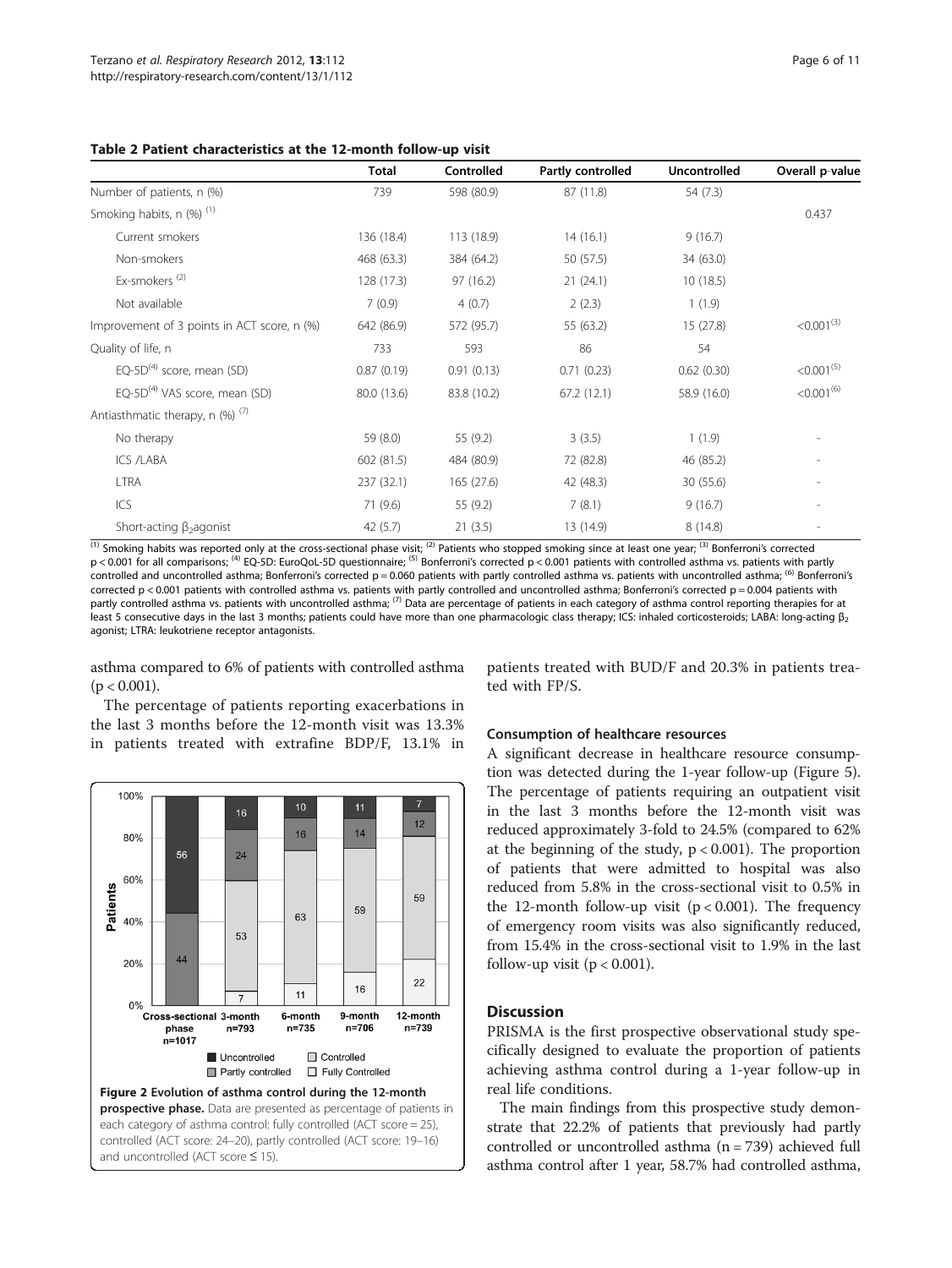**Table 2 Patient characteristics at the 12-month follow-up visit**

| | Total | Controlled | Partly controlled | Uncontrolled | Overall p-value |
|---|---|---|---|---|---|
| Number of patients, n (%) | 739 | 598 (80.9) | 87 (11.8) | 54 (7.3) | |
| Smoking habits, n (%) [(1)] | | | | | 0.437 |
| Current smokers | 136 (18.4) | 113 (18.9) | 14 (16.1) | 9 (16.7) | |
| Non-smokers | 468 (63.3) | 384 (64.2) | 50 (57.5) | 34 (63.0) | |
| Ex-smokers [(2)] | 128 (17.3) | 97 (16.2) | 21 (24.1) | 10 (18.5) | |
| Not available | 7 (0.9) | 4 (0.7) | 2 (2.3) | 1 (1.9) | |
| Improvement of 3 points in ACT score, n (%) | 642 (86.9) | 572 (95.7) | 55 (63.2) | 15 (27.8) | <0.001[(3)] |
| Quality of life, n | 733 | 593 | 86 | 54 | |
| EQ-5D[(4)] score, mean (SD) | 0.87 (0.19) | 0.91 (0.13) | 0.71 (0.23) | 0.62 (0.30) | <0.001[(5)] |
| EQ-5D[(4)] VAS score, mean (SD) | 80.0 (13.6) | 83.8 (10.2) | 67.2 (12.1) | 58.9 (16.0) | <0.001[(6)] |
| Antiasthmatic therapy, n (%) [(7)] | | | | | |
| No therapy | 59 (8.0) | 55 (9.2) | 3 (3.5) | 1 (1.9) | - |
| ICS /LABA | 602 (81.5) | 484 (80.9) | 72 (82.8) | 46 (85.2) | - |
| LTRA | 237 (32.1) | 165 (27.6) | 42 (48.3) | 30 (55.6) | - |
| ICS | 71 (9.6) | 55 (9.2) | 7 (8.1) | 9 (16.7) | - |
| Short-acting $\beta_2$agonist | 42 (5.7) | 21 (3.5) | 13 (14.9) | 8 (14.8) | - |

[(1)] Smoking habits was reported only at the cross-sectional phase visit; [(2)] Patients who stopped smoking since at least one year; [(3)] Bonferroni's corrected p < 0.001 for all comparisons; [(4)] EQ-5D: EuroQoL-5D questionnaire; [(5)] Bonferroni's corrected p < 0.001 patients with controlled asthma vs. patients with partly controlled and uncontrolled asthma; Bonferroni's corrected p = 0.060 patients with partly controlled asthma vs. patients with uncontrolled asthma; [(6)] Bonferroni's corrected p < 0.001 patients with controlled asthma vs. patients with partly controlled and uncontrolled asthma; Bonferroni's corrected p = 0.004 patients with partly controlled asthma vs. patients with uncontrolled asthma; [(7)] Data are percentage of patients in each category of asthma control reporting therapies for at least 5 consecutive days in the last 3 months; patients could have more than one pharmacologic class therapy; ICS: inhaled corticosteroids; LABA: long-acting $\beta_2$ agonist; LTRA: leukotriene receptor antagonists.

asthma compared to 6% of patients with controlled asthma ($p < 0.001$).

The percentage of patients reporting exacerbations in the last 3 months before the 12-month visit was 13.3% in patients treated with extrafine BDP/F, 13.1% in patients treated with BUD/F and 20.3% in patients treated with FP/S.

**Figure 2 Evolution of asthma control during the 12-month prospective phase.** Data are presented as percentage of patients in each category of asthma control: fully controlled (ACT score = 25), controlled (ACT score: 24–20), partly controlled (ACT score: 19–16) and uncontrolled (ACT score ≤ 15).

### Consumption of healthcare resources

A significant decrease in healthcare resource consumption was detected during the 1-year follow-up (Figure 5). The percentage of patients requiring an outpatient visit in the last 3 months before the 12-month visit was reduced approximately 3-fold to 24.5% (compared to 62% at the beginning of the study, $p < 0.001$). The proportion of patients that were admitted to hospital was also reduced from 5.8% in the cross-sectional visit to 0.5% in the 12-month follow-up visit ($p < 0.001$). The frequency of emergency room visits was also significantly reduced, from 15.4% in the cross-sectional visit to 1.9% in the last follow-up visit ($p < 0.001$).

## Discussion

PRISMA is the first prospective observational study specifically designed to evaluate the proportion of patients achieving asthma control during a 1-year follow-up in real life conditions.

The main findings from this prospective study demonstrate that 22.2% of patients that previously had partly controlled or uncontrolled asthma (n = 739) achieved full asthma control after 1 year, 58.7% had controlled asthma,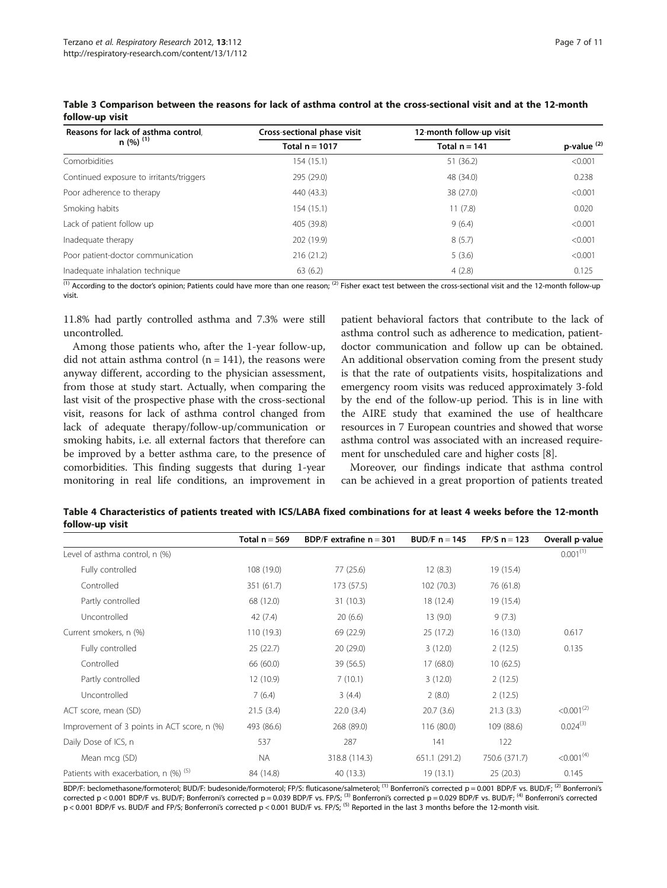**Table 3 Comparison between the reasons for lack of asthma control at the cross-sectional visit and at the 12-month follow-up visit**

| Reasons for lack of asthma control, n (%) [(1)] | Cross-sectional phase visit | 12-month follow-up visit | |
|---|---|---|---|
| | Total n = 1017 | Total n = 141 | p-value [(2)] |
| Comorbidities | 154 (15.1) | 51 (36.2) | <0.001 |
| Continued exposure to irritants/triggers | 295 (29.0) | 48 (34.0) | 0.238 |
| Poor adherence to therapy | 440 (43.3) | 38 (27.0) | <0.001 |
| Smoking habits | 154 (15.1) | 11 (7.8) | 0.020 |
| Lack of patient follow up | 405 (39.8) | 9 (6.4) | <0.001 |
| Inadequate therapy | 202 (19.9) | 8 (5.7) | <0.001 |
| Poor patient-doctor communication | 216 (21.2) | 5 (3.6) | <0.001 |
| Inadequate inhalation technique | 63 (6.2) | 4 (2.8) | 0.125 |

[(1)] According to the doctor's opinion; Patients could have more than one reason; [(2)] Fisher exact test between the cross-sectional visit and the 12-month follow-up visit.

11.8% had partly controlled asthma and 7.3% were still uncontrolled.

Among those patients who, after the 1-year follow-up, did not attain asthma control (n = 141), the reasons were anyway different, according to the physician assessment, from those at study start. Actually, when comparing the last visit of the prospective phase with the cross-sectional visit, reasons for lack of asthma control changed from lack of adequate therapy/follow-up/communication or smoking habits, i.e. all external factors that therefore can be improved by a better asthma care, to the presence of comorbidities. This finding suggests that during 1-year monitoring in real life conditions, an improvement in patient behavioral factors that contribute to the lack of asthma control such as adherence to medication, patient-doctor communication and follow up can be obtained. An additional observation coming from the present study is that the rate of outpatients visits, hospitalizations and emergency room visits was reduced approximately 3-fold by the end of the follow-up period. This is in line with the AIRE study that examined the use of healthcare resources in 7 European countries and showed that worse asthma control was associated with an increased requirement for unscheduled care and higher costs [8].

Moreover, our findings indicate that asthma control can be achieved in a great proportion of patients treated

**Table 4 Characteristics of patients treated with ICS/LABA fixed combinations for at least 4 weeks before the 12-month follow-up visit**

| | Total n = 569 | BDP/F extrafine n = 301 | BUD/F n = 145 | FP/S n = 123 | Overall p-value |
|---|---|---|---|---|---|
| Level of asthma control, n (%) | | | | | 0.001 [(1)] |
| Fully controlled | 108 (19.0) | 77 (25.6) | 12 (8.3) | 19 (15.4) | |
| Controlled | 351 (61.7) | 173 (57.5) | 102 (70.3) | 76 (61.8) | |
| Partly controlled | 68 (12.0) | 31 (10.3) | 18 (12.4) | 19 (15.4) | |
| Uncontrolled | 42 (7.4) | 20 (6.6) | 13 (9.0) | 9 (7.3) | |
| Current smokers, n (%) | 110 (19.3) | 69 (22.9) | 25 (17.2) | 16 (13.0) | 0.617 |
| Fully controlled | 25 (22.7) | 20 (29.0) | 3 (12.0) | 2 (12.5) | 0.135 |
| Controlled | 66 (60.0) | 39 (56.5) | 17 (68.0) | 10 (62.5) | |
| Partly controlled | 12 (10.9) | 7 (10.1) | 3 (12.0) | 2 (12.5) | |
| Uncontrolled | 7 (6.4) | 3 (4.4) | 2 (8.0) | 2 (12.5) | |
| ACT score, mean (SD) | 21.5 (3.4) | 22.0 (3.4) | 20.7 (3.6) | 21.3 (3.3) | <0.001 [(2)] |
| Improvement of 3 points in ACT score, n (%) | 493 (86.6) | 268 (89.0) | 116 (80.0) | 109 (88.6) | 0.024 [(3)] |
| Daily Dose of ICS, n | 537 | 287 | 141 | 122 | |
| Mean mcg (SD) | NA | 318.8 (114.3) | 651.1 (291.2) | 750.6 (371.7) | <0.001 [(4)] |
| Patients with exacerbation, n (%) [(5)] | 84 (14.8) | 40 (13.3) | 19 (13.1) | 25 (20.3) | 0.145 |

BDP/F: beclomethasone/formoterol; BUD/F: budesonide/formoterol; FP/S: fluticasone/salmeterol; [(1)] Bonferroni's corrected p = 0.001 BDP/F vs. BUD/F; [(2)] Bonferroni's corrected p < 0.001 BDP/F vs. BUD/F; Bonferroni's corrected p = 0.039 BDP/F vs. FP/S; [(3)] Bonferroni's corrected p = 0.029 BDP/F vs. BUD/F; [(4)] Bonferroni's corrected p < 0.001 BDP/F vs. BUD/F and FP/S; Bonferroni's corrected p < 0.001 BUD/F vs. FP/S; [(5)] Reported in the last 3 months before the 12-month visit.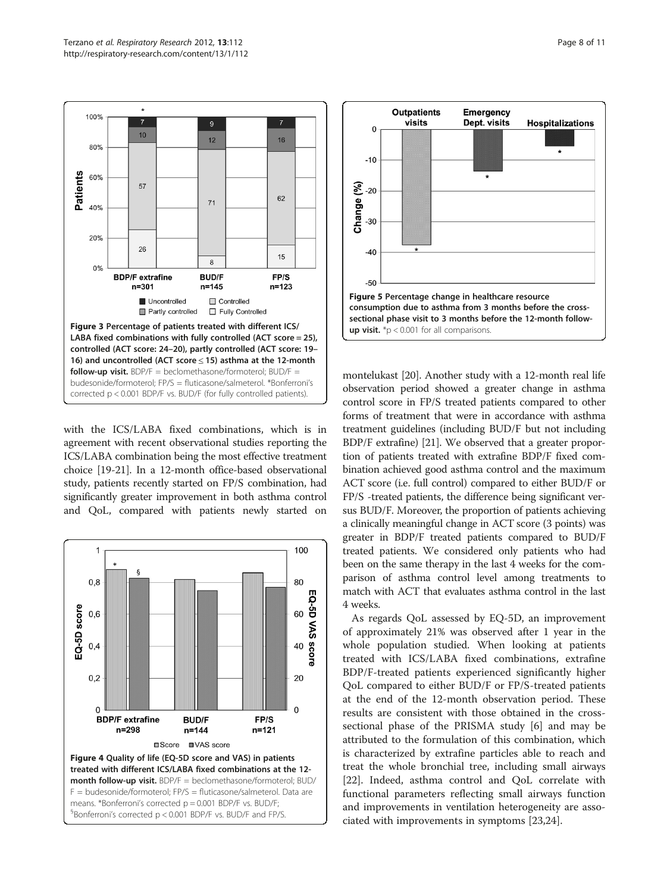Figure 3 Percentage of patients treated with different ICS/LABA fixed combinations with fully controlled (ACT score = 25), controlled (ACT score: 24–20), partly controlled (ACT score: 19–16) and uncontrolled (ACT score ≤ 15) asthma at the 12-month follow-up visit. BDP/F = beclomethasone/formoterol; BUD/F = budesonide/formoterol; FP/S = fluticasone/salmeterol. *Bonferroni's corrected p < 0.001 BDP/F vs. BUD/F (for fully controlled patients).

with the ICS/LABA fixed combinations, which is in agreement with recent observational studies reporting the ICS/LABA combination being the most effective treatment choice [19-21]. In a 12-month office-based observational study, patients recently started on FP/S combination, had significantly greater improvement in both asthma control and QoL, compared with patients newly started on montelukast [20]. Another study with a 12-month real life observation period showed a greater change in asthma control score in FP/S treated patients compared to other forms of treatment that were in accordance with asthma treatment guidelines (including BUD/F but not including BDP/F extrafine) [21]. We observed that a greater proportion of patients treated with extrafine BDP/F fixed combination achieved good asthma control and the maximum ACT score (i.e. full control) compared to either BUD/F or FP/S -treated patients, the difference being significant versus BUD/F. Moreover, the proportion of patients achieving a clinically meaningful change in ACT score (3 points) was greater in BDP/F treated patients compared to BUD/F treated patients. We considered only patients who had been on the same therapy in the last 4 weeks for the comparison of asthma control level among treatments to match with ACT that evaluates asthma control in the last 4 weeks.

Figure 4 Quality of life (EQ-5D score and VAS) in patients treated with different ICS/LABA fixed combinations at the 12-month follow-up visit. BDP/F = beclomethasone/formoterol; BUD/F = budesonide/formoterol; FP/S = fluticasone/salmeterol. Data are means. *Bonferroni's corrected p = 0.001 BDP/F vs. BUD/F; §Bonferroni's corrected p < 0.001 BDP/F vs. BUD/F and FP/S.

Figure 5 Percentage change in healthcare resource consumption due to asthma from 3 months before the cross-sectional phase visit to 3 months before the 12-month follow-up visit. *p < 0.001 for all comparisons.

As regards QoL assessed by EQ-5D, an improvement of approximately 21% was observed after 1 year in the whole population studied. When looking at patients treated with ICS/LABA fixed combinations, extrafine BDP/F-treated patients experienced significantly higher QoL compared to either BUD/F or FP/S-treated patients at the end of the 12-month observation period. These results are consistent with those obtained in the cross-sectional phase of the PRISMA study [6] and may be attributed to the formulation of this combination, which is characterized by extrafine particles able to reach and treat the whole bronchial tree, including small airways [22]. Indeed, asthma control and QoL correlate with functional parameters reflecting small airways function and improvements in ventilation heterogeneity are associated with improvements in symptoms [23,24].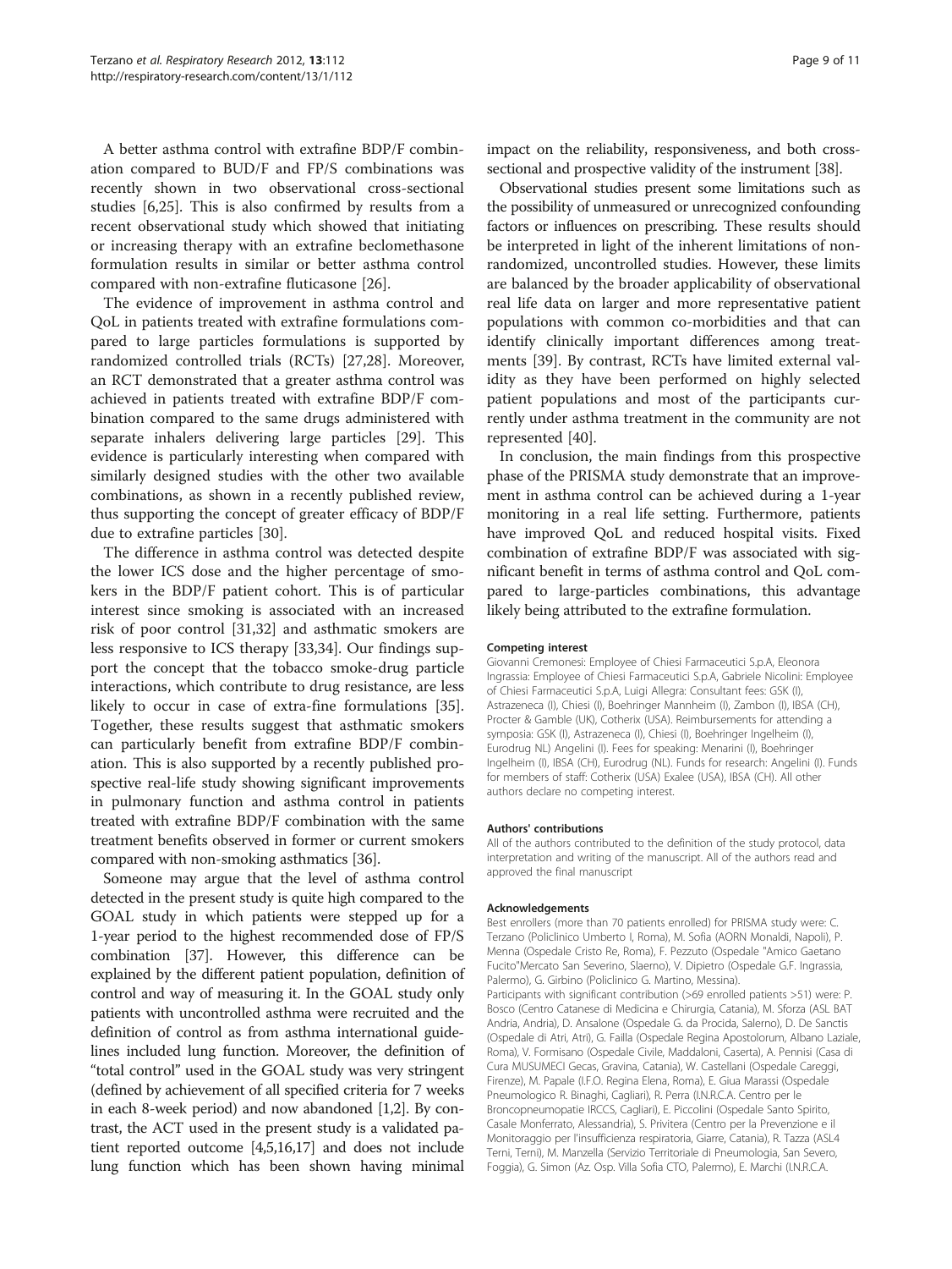A better asthma control with extrafine BDP/F combination compared to BUD/F and FP/S combinations was recently shown in two observational cross-sectional studies [6,25]. This is also confirmed by results from a recent observational study which showed that initiating or increasing therapy with an extrafine beclomethasone formulation results in similar or better asthma control compared with non-extrafine fluticasone [26].

The evidence of improvement in asthma control and QoL in patients treated with extrafine formulations compared to large particles formulations is supported by randomized controlled trials (RCTs) [27,28]. Moreover, an RCT demonstrated that a greater asthma control was achieved in patients treated with extrafine BDP/F combination compared to the same drugs administered with separate inhalers delivering large particles [29]. This evidence is particularly interesting when compared with similarly designed studies with the other two available combinations, as shown in a recently published review, thus supporting the concept of greater efficacy of BDP/F due to extrafine particles [30].

The difference in asthma control was detected despite the lower ICS dose and the higher percentage of smokers in the BDP/F patient cohort. This is of particular interest since smoking is associated with an increased risk of poor control [31,32] and asthmatic smokers are less responsive to ICS therapy [33,34]. Our findings support the concept that the tobacco smoke-drug particle interactions, which contribute to drug resistance, are less likely to occur in case of extra-fine formulations [35]. Together, these results suggest that asthmatic smokers can particularly benefit from extrafine BDP/F combination. This is also supported by a recently published prospective real-life study showing significant improvements in pulmonary function and asthma control in patients treated with extrafine BDP/F combination with the same treatment benefits observed in former or current smokers compared with non-smoking asthmatics [36].

Someone may argue that the level of asthma control detected in the present study is quite high compared to the GOAL study in which patients were stepped up for a 1-year period to the highest recommended dose of FP/S combination [37]. However, this difference can be explained by the different patient population, definition of control and way of measuring it. In the GOAL study only patients with uncontrolled asthma were recruited and the definition of control as from asthma international guidelines included lung function. Moreover, the definition of "total control" used in the GOAL study was very stringent (defined by achievement of all specified criteria for 7 weeks in each 8-week period) and now abandoned [1,2]. By contrast, the ACT used in the present study is a validated patient reported outcome [4,5,16,17] and does not include lung function which has been shown having minimal impact on the reliability, responsiveness, and both cross-sectional and prospective validity of the instrument [38].

Observational studies present some limitations such as the possibility of unmeasured or unrecognized confounding factors or influences on prescribing. These results should be interpreted in light of the inherent limitations of non-randomized, uncontrolled studies. However, these limits are balanced by the broader applicability of observational real life data on larger and more representative patient populations with common co-morbidities and that can identify clinically important differences among treatments [39]. By contrast, RCTs have limited external validity as they have been performed on highly selected patient populations and most of the participants currently under asthma treatment in the community are not represented [40].

In conclusion, the main findings from this prospective phase of the PRISMA study demonstrate that an improvement in asthma control can be achieved during a 1-year monitoring in a real life setting. Furthermore, patients have improved QoL and reduced hospital visits. Fixed combination of extrafine BDP/F was associated with significant benefit in terms of asthma control and QoL compared to large-particles combinations, this advantage likely being attributed to the extrafine formulation.

#### Competing interest

Giovanni Cremonesi: Employee of Chiesi Farmaceutici S.p.A, Eleonora Ingrassia: Employee of Chiesi Farmaceutici S.p.A, Gabriele Nicolini: Employee of Chiesi Farmaceutici S.p.A, Luigi Allegra: Consultant fees: GSK (I), Astrazeneca (I), Chiesi (I), Boehringer Mannheim (I), Zambon (I), IBSA (CH), Procter & Gamble (UK), Cotherix (USA). Reimbursements for attending a symposia: GSK (I), Astrazeneca (I), Chiesi (I), Boehringer Ingelheim (I), Eurodrug NL) Angelini (I). Fees for speaking: Menarini (I), Boehringer Ingelheim (I), IBSA (CH), Eurodrug (NL). Funds for research: Angelini (I). Funds for members of staff: Cotherix (USA) Exalee (USA), IBSA (CH). All other authors declare no competing interest.

#### Authors' contributions

All of the authors contributed to the definition of the study protocol, data interpretation and writing of the manuscript. All of the authors read and approved the final manuscript

#### Acknowledgements

Best enrollers (more than 70 patients enrolled) for PRISMA study were: C. Terzano (Policlinico Umberto I, Roma), M. Sofia (AORN Monaldi, Napoli), P. Menna (Ospedale Cristo Re, Roma), F. Pezzuto (Ospedale "Amico Gaetano Fucito"Mercato San Severino, Slaerno), V. Dipietro (Ospedale G.F. Ingrassia, Palermo), G. Girbino (Policlinico G. Martino, Messina).

Participants with significant contribution (>69 enrolled patients >51) were: P. Bosco (Centro Catanese di Medicina e Chirurgia, Catania), M. Sforza (ASL BAT Andria, Andria), D. Ansalone (Ospedale G. da Procida, Salerno), D. De Sanctis (Ospedale di Atri, Atri), G. Failla (Ospedale Regina Apostolorum, Albano Laziale, Roma), V. Formisano (Ospedale Civile, Maddaloni, Caserta), A. Pennisi (Casa di Cura MUSUMECI Gecas, Gravina, Catania), W. Castellani (Ospedale Careggi, Firenze), M. Papale (I.F.O. Regina Elena, Roma), E. Giua Marassi (Ospedale Pneumologico R. Binaghi, Cagliari), R. Perra (I.N.R.C.A. Centro per le Broncopneumopatie IRCCS, Cagliari), E. Piccolini (Ospedale Santo Spirito, Casale Monferrato, Alessandria), S. Privitera (Centro per la Prevenzione e il Monitoraggio per l'insufficienza respiratoria, Giarre, Catania), R. Tazza (ASL4 Terni, Terni), M. Manzella (Servizio Territoriale di Pneumologia, San Severo, Foggia), G. Simon (Az. Osp. Villa Sofia CTO, Palermo), E. Marchi (I.N.R.C.A.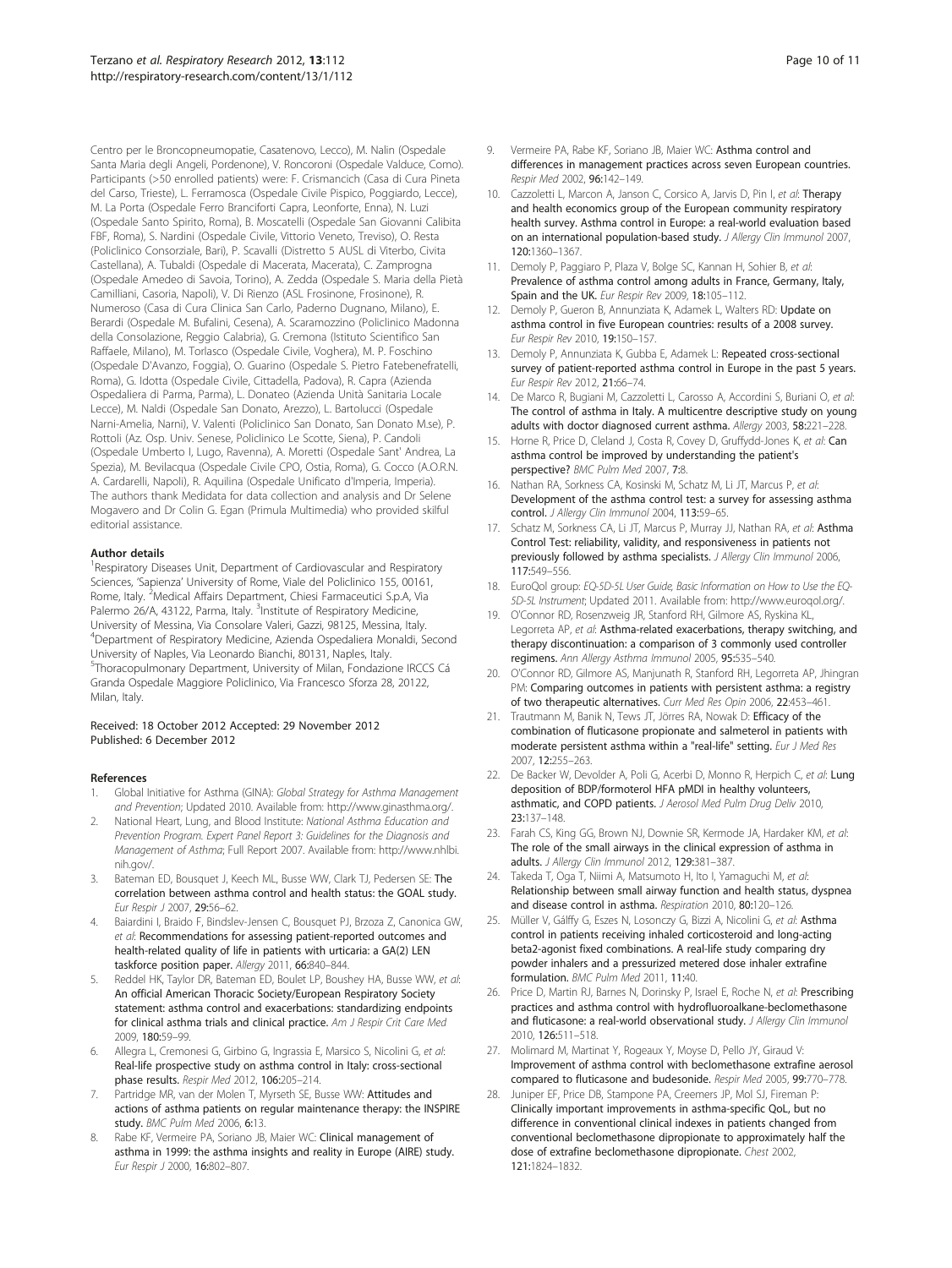Centro per le Broncopneumopatie, Casatenovo, Lecco), M. Nalin (Ospedale Santa Maria degli Angeli, Pordenone), V. Roncoroni (Ospedale Valduce, Como). Participants (>50 enrolled patients) were: F. Crismancich (Casa di Cura Pineta del Carso, Trieste), L. Ferramosca (Ospedale Civile Pispico, Poggiardo, Lecce), M. La Porta (Ospedale Ferro Branciforti Capra, Leonforte, Enna), N. Luzi (Ospedale Santo Spirito, Roma), B. Moscatelli (Ospedale San Giovanni Calibita FBF, Roma), S. Nardini (Ospedale Civile, Vittorio Veneto, Treviso), O. Resta (Policlinico Consorziale, Bari), P. Scavalli (Distretto 5 AUSL di Viterbo, Civita Castellana), A. Tubaldi (Ospedale di Macerata, Macerata), C. Zamprogna (Ospedale Amedeo di Savoia, Torino), A. Zedda (Ospedale S. Maria della Pietà Camilliani, Casoria, Napoli), V. Di Rienzo (ASL Frosinone, Frosinone), R. Numeroso (Casa di Cura Clinica San Carlo, Paderno Dugnano, Milano), E. Berardi (Ospedale M. Bufalini, Cesena), A. Scaramozzino (Policlinico Madonna della Consolazione, Reggio Calabria), G. Cremona (Istituto Scientifico San Raffaele, Milano), M. Torlasco (Ospedale Civile, Voghera), M. P. Foschino (Ospedale D'Avanzo, Foggia), O. Guarino (Ospedale S. Pietro Fatebenefratelli, Roma), G. Idotta (Ospedale Civile, Cittadella, Padova), R. Capra (Azienda Ospedaliera di Parma, Parma), L. Donateo (Azienda Unità Sanitaria Locale Lecce), M. Naldi (Ospedale San Donato, Arezzo), L. Bartolucci (Ospedale Narni-Amelia, Narni), V. Valenti (Policlinico San Donato, San Donato M.se), P. Rottoli (Az. Osp. Univ. Senese, Policlinico Le Scotte, Siena), P. Candoli (Ospedale Umberto I, Lugo, Ravenna), A. Moretti (Ospedale Sant' Andrea, La Spezia), M. Bevilacqua (Ospedale Civile CPO, Ostia, Roma), G. Cocco (A.O.R.N. A. Cardarelli, Napoli), R. Aquilina (Ospedale Unificato d'Imperia, Imperia). The authors thank Medidata for data collection and analysis and Dr Selene Mogavero and Dr Colin G. Egan (Primula Multimedia) who provided skilful editorial assistance.

## Author details

[1]Respiratory Diseases Unit, Department of Cardiovascular and Respiratory Sciences, 'Sapienza' University of Rome, Viale del Policlinico 155, 00161, Rome, Italy. [2]Medical Affairs Department, Chiesi Farmaceutici S.p.A, Via Palermo 26/A, 43122, Parma, Italy. [3]Institute of Respiratory Medicine, University of Messina, Via Consolare Valeri, Gazzi, 98125, Messina, Italy. [4]Department of Respiratory Medicine, Azienda Ospedaliera Monaldi, Second University of Naples, Via Leonardo Bianchi, 80131, Naples, Italy. [5]Thoracopulmonary Department, University of Milan, Fondazione IRCCS Cá Granda Ospedale Maggiore Policlinico, Via Francesco Sforza 28, 20122, Milan, Italy.

Received: 18 October 2012 Accepted: 29 November 2012
Published: 6 December 2012

## References

1. Global Initiative for Asthma (GINA): *Global Strategy for Asthma Management and Prevention*; Updated 2010. Available from: http://www.ginasthma.org/.
2. National Heart, Lung, and Blood Institute: *National Asthma Education and Prevention Program. Expert Panel Report 3: Guidelines for the Diagnosis and Management of Asthma*; Full Report 2007. Available from: http://www.nhlbi.nih.gov/.
3. Bateman ED, Bousquet J, Keech ML, Busse WW, Clark TJ, Pedersen SE: **The correlation between asthma control and health status: the GOAL study.** *Eur Respir J* 2007, **29:**56–62.
4. Baiardini I, Braido F, Bindslev-Jensen C, Bousquet PJ, Brzoza Z, Canonica GW, *et al*: **Recommendations for assessing patient-reported outcomes and health-related quality of life in patients with urticaria: a GA(2) LEN taskforce position paper.** *Allergy* 2011, **66:**840–844.
5. Reddel HK, Taylor DR, Bateman ED, Boulet LP, Boushey HA, Busse WW, *et al*: **An official American Thoracic Society/European Respiratory Society statement: asthma control and exacerbations: standardizing endpoints for clinical asthma trials and clinical practice.** *Am J Respir Crit Care Med* 2009, **180:**59–99.
6. Allegra L, Cremonesi G, Girbino G, Ingrassia E, Marsico S, Nicolini G, *et al*: **Real-life prospective study on asthma control in Italy: cross-sectional phase results.** *Respir Med* 2012, **106:**205–214.
7. Partridge MR, van der Molen T, Myrseth SE, Busse WW: **Attitudes and actions of asthma patients on regular maintenance therapy: the INSPIRE study.** *BMC Pulm Med* 2006, **6:**13.
8. Rabe KF, Vermeire PA, Soriano JB, Maier WC: **Clinical management of asthma in 1999: the asthma insights and reality in Europe (AIRE) study.** *Eur Respir J* 2000, **16:**802–807.
9. Vermeire PA, Rabe KF, Soriano JB, Maier WC: **Asthma control and differences in management practices across seven European countries.** *Respir Med* 2002, **96:**142–149.
10. Cazzoletti L, Marcon A, Janson C, Corsico A, Jarvis D, Pin I, *et al*: **Therapy and health economics group of the European community respiratory health survey. Asthma control in Europe: a real-world evaluation based on an international population-based study.** *J Allergy Clin Immunol* 2007, **120:**1360–1367.
11. Demoly P, Paggiaro P, Plaza V, Bolge SC, Kannan H, Sohier B, *et al*: **Prevalence of asthma control among adults in France, Germany, Italy, Spain and the UK.** *Eur Respir Rev* 2009, **18:**105–112.
12. Demoly P, Gueron B, Annunziata K, Adamek L, Walters RD: **Update on asthma control in five European countries: results of a 2008 survey.** *Eur Respir Rev* 2010, **19:**150–157.
13. Demoly P, Annunziata K, Gubba E, Adamek L: **Repeated cross-sectional survey of patient-reported asthma control in Europe in the past 5 years.** *Eur Respir Rev* 2012, **21:**66–74.
14. De Marco R, Bugiani M, Cazzoletti L, Carosso A, Accordini S, Buriani O, *et al*: **The control of asthma in Italy. A multicentre descriptive study on young adults with doctor diagnosed current asthma.** *Allergy* 2003, **58:**221–228.
15. Horne R, Price D, Cleland J, Costa R, Covey D, Gruffydd-Jones K, *et al*: **Can asthma control be improved by understanding the patient's perspective?** *BMC Pulm Med* 2007, **7:**8.
16. Nathan RA, Sorkness CA, Kosinski M, Schatz M, Li JT, Marcus P, *et al*: **Development of the asthma control test: a survey for assessing asthma control.** *J Allergy Clin Immunol* 2004, **113:**59–65.
17. Schatz M, Sorkness CA, Li JT, Marcus P, Murray JJ, Nathan RA, *et al*: **Asthma Control Test: reliability, validity, and responsiveness in patients not previously followed by asthma specialists.** *J Allergy Clin Immunol* 2006, **117:**549–556.
18. EuroQol group: *EQ-5D-5L User Guide, Basic Information on How to Use the EQ-5D-5L Instrument*; Updated 2011. Available from: http://www.euroqol.org/.
19. O'Connor RD, Rosenzweig JR, Stanford RH, Gilmore AS, Ryskina KL, Legorreta AP, *et al*: **Asthma-related exacerbations, therapy switching, and therapy discontinuation: a comparison of 3 commonly used controller regimens.** *Ann Allergy Asthma Immunol* 2005, **95:**535–540.
20. O'Connor RD, Gilmore AS, Manjunath R, Stanford RH, Legorreta AP, Jhingran PM: **Comparing outcomes in patients with persistent asthma: a registry of two therapeutic alternatives.** *Curr Med Res Opin* 2006, **22:**453–461.
21. Trautmann M, Banik N, Tews JT, Jörres RA, Nowak D: **Efficacy of the combination of fluticasone propionate and salmeterol in patients with moderate persistent asthma within a "real-life" setting.** *Eur J Med Res* 2007, **12:**255–263.
22. De Backer W, Devolder A, Poli G, Acerbi D, Monno R, Herpich C, *et al*: **Lung deposition of BDP/formoterol HFA pMDI in healthy volunteers, asthmatic, and COPD patients.** *J Aerosol Med Pulm Drug Deliv* 2010, **23:**137–148.
23. Farah CS, King GG, Brown NJ, Downie SR, Kermode JA, Hardaker KM, *et al*: **The role of the small airways in the clinical expression of asthma in adults.** *J Allergy Clin Immunol* 2012, **129:**381–387.
24. Takeda T, Oga T, Niimi A, Matsumoto H, Ito I, Yamaguchi M, *et al*: **Relationship between small airway function and health status, dyspnea and disease control in asthma.** *Respiration* 2010, **80:**120–126.
25. Müller V, Gálffy G, Eszes N, Losonczy G, Bizzi A, Nicolini G, *et al*: **Asthma control in patients receiving inhaled corticosteroid and long-acting beta2-agonist fixed combinations. A real-life study comparing dry powder inhalers and a pressurized metered dose inhaler extrafine formulation.** *BMC Pulm Med* 2011, **11:**40.
26. Price D, Martin RJ, Barnes N, Dorinsky P, Israel E, Roche N, *et al*: **Prescribing practices and asthma control with hydrofluoroalkane-beclomethasone and fluticasone: a real-world observational study.** *J Allergy Clin Immunol* 2010, **126:**511–518.
27. Molimard M, Martinat Y, Rogeaux Y, Moyse D, Pello JY, Giraud V: **Improvement of asthma control with beclomethasone extrafine aerosol compared to fluticasone and budesonide.** *Respir Med* 2005, **99:**770–778.
28. Juniper EF, Price DB, Stampone PA, Creemers JP, Mol SJ, Fireman P: **Clinically important improvements in asthma-specific QoL, but no difference in conventional clinical indexes in patients changed from conventional beclomethasone dipropionate to approximately half the dose of extrafine beclomethasone dipropionate.** *Chest* 2002, **121:**1824–1832.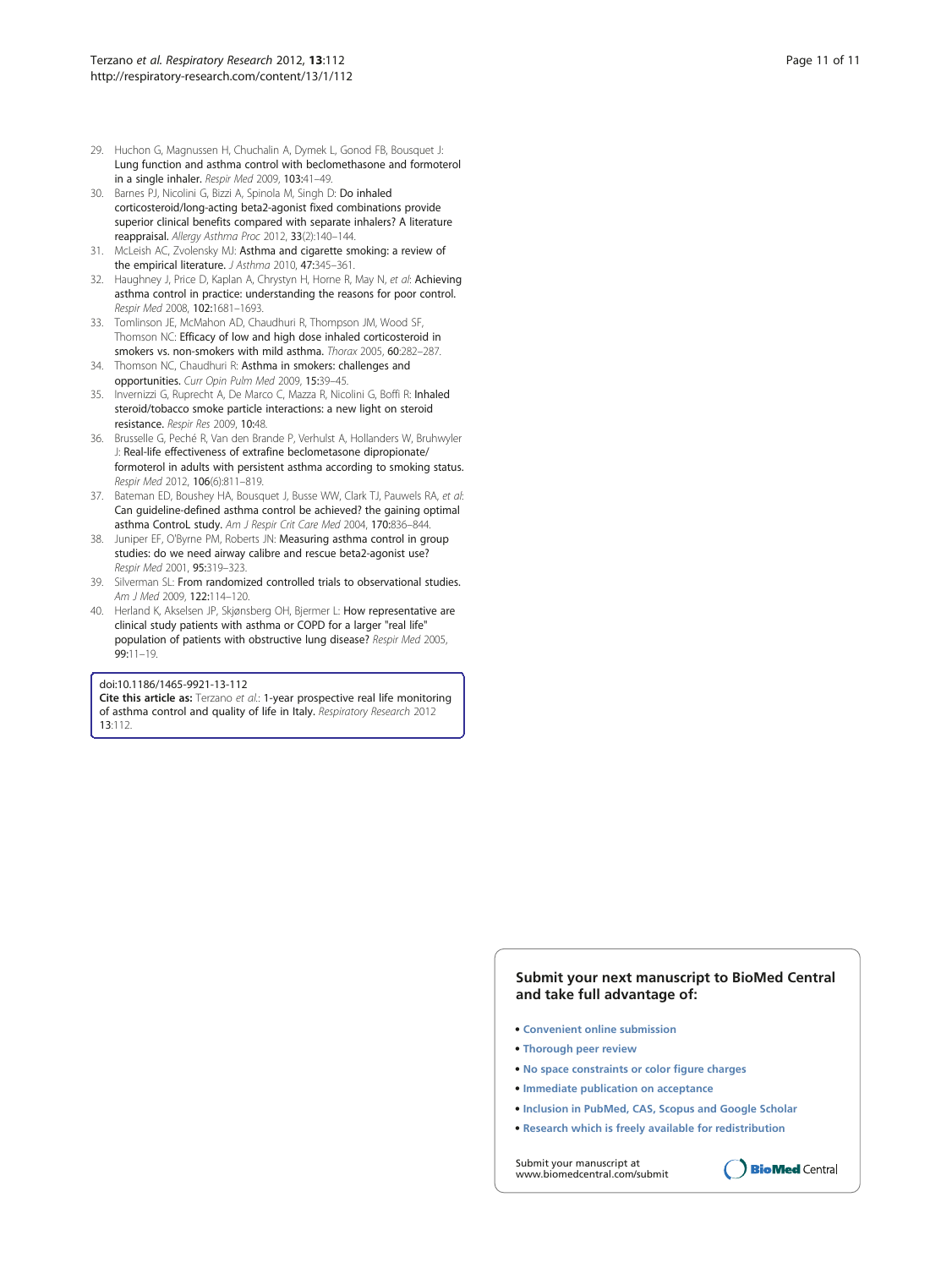29. Huchon G, Magnussen H, Chuchalin A, Dymek L, Gonod FB, Bousquet J: Lung function and asthma control with beclomethasone and formoterol in a single inhaler. *Respir Med* 2009, **103**:41–49.
30. Barnes PJ, Nicolini G, Bizzi A, Spinola M, Singh D: Do inhaled corticosteroid/long-acting beta2-agonist fixed combinations provide superior clinical benefits compared with separate inhalers? A literature reappraisal. *Allergy Asthma Proc* 2012, **33**(2):140–144.
31. McLeish AC, Zvolensky MJ: Asthma and cigarette smoking: a review of the empirical literature. *J Asthma* 2010, **47**:345–361.
32. Haughney J, Price D, Kaplan A, Chrystyn H, Horne R, May N, *et al*: Achieving asthma control in practice: understanding the reasons for poor control. *Respir Med* 2008, **102**:1681–1693.
33. Tomlinson JE, McMahon AD, Chaudhuri R, Thompson JM, Wood SF, Thomson NC: Efficacy of low and high dose inhaled corticosteroid in smokers vs. non-smokers with mild asthma. *Thorax* 2005, **60**:282–287.
34. Thomson NC, Chaudhuri R: Asthma in smokers: challenges and opportunities. *Curr Opin Pulm Med* 2009, **15**:39–45.
35. Invernizzi G, Ruprecht A, De Marco C, Mazza R, Nicolini G, Boffi R: Inhaled steroid/tobacco smoke particle interactions: a new light on steroid resistance. *Respir Res* 2009, **10**:48.
36. Brusselle G, Peché R, Van den Brande P, Verhulst A, Hollanders W, Bruhwyler J: Real-life effectiveness of extrafine beclometasone dipropionate/formoterol in adults with persistent asthma according to smoking status. *Respir Med* 2012, **106**(6):811–819.
37. Bateman ED, Boushey HA, Bousquet J, Busse WW, Clark TJ, Pauwels RA, *et al*: Can guideline-defined asthma control be achieved? the gaining optimal asthma ControL study. *Am J Respir Crit Care Med* 2004, **170**:836–844.
38. Juniper EF, O'Byrne PM, Roberts JN: Measuring asthma control in group studies: do we need airway calibre and rescue beta2-agonist use? *Respir Med* 2001, **95**:319–323.
39. Silverman SL: From randomized controlled trials to observational studies. *Am J Med* 2009, **122**:114–120.
40. Herland K, Akselsen JP, Skjønsberg OH, Bjermer L: How representative are clinical study patients with asthma or COPD for a larger "real life" population of patients with obstructive lung disease? *Respir Med* 2005, **99**:11–19.

doi:10.1186/1465-9921-13-112
**Cite this article as:** Terzano *et al.*: 1-year prospective real life monitoring of asthma control and quality of life in Italy. *Respiratory Research* 2012 **13**:112.

**Submit your next manuscript to BioMed Central and take full advantage of:**

- **Convenient online submission**
- **Thorough peer review**
- **No space constraints or color figure charges**
- **Immediate publication on acceptance**
- **Inclusion in PubMed, CAS, Scopus and Google Scholar**
- **Research which is freely available for redistribution**

Submit your manuscript at
www.biomedcentral.com/submit

BioMed Central